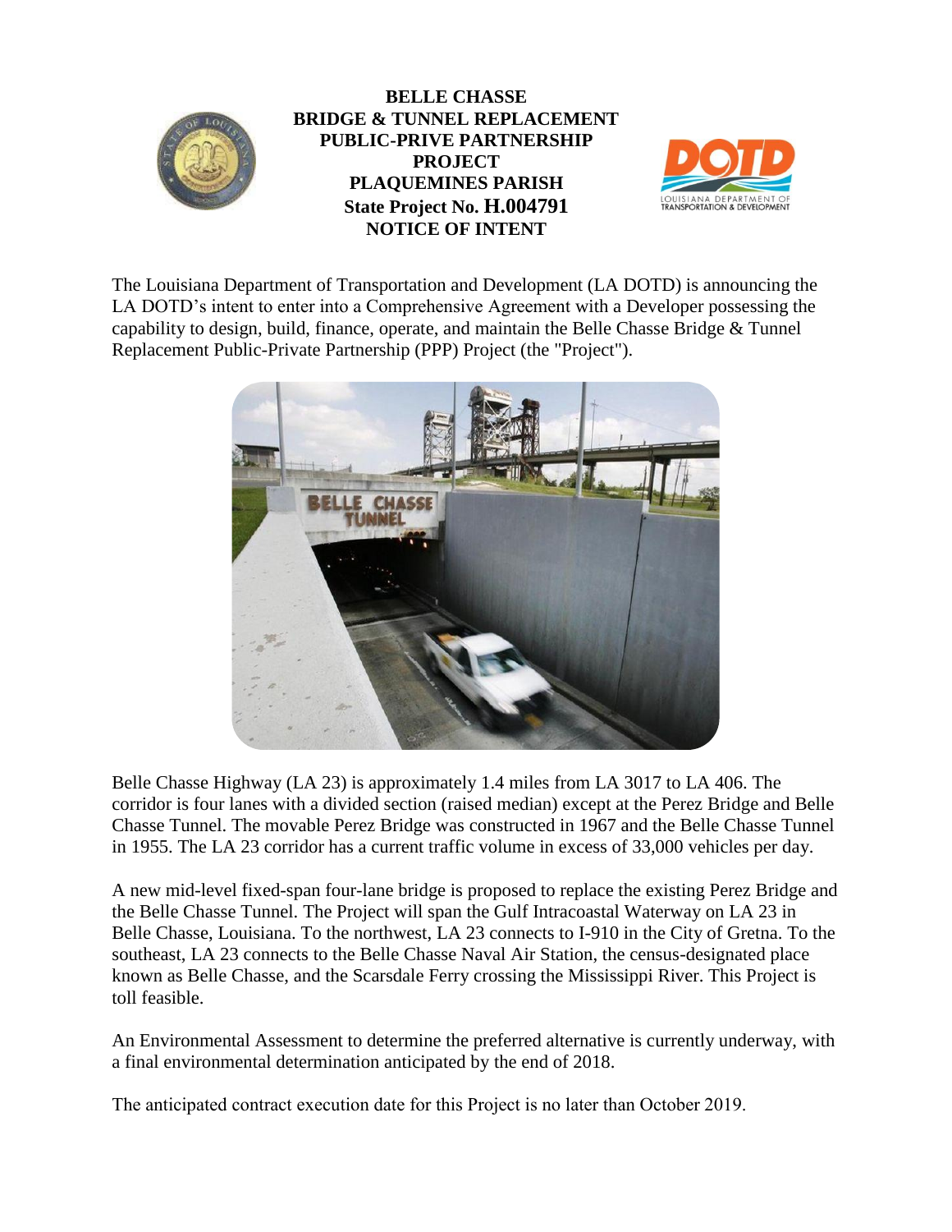# BELLE CHASSE BRIDGE & TUNNEL REPLACEMENT PUBLIC-PRIVE PARTNERSHIP PROJECT PLAQUEMINES PARISH

**State Project No. H.004791**

**NOTICE OF INTENT**

The Louisiana Department of Transportation and Development (LA DOTD) is announcing the LA DOTD's intent to enter into a Comprehensive Agreement with a Developer possessing the capability to design, build, finance, operate, and maintain the Belle Chasse Bridge & Tunnel Replacement Public-Private Partnership (PPP) Project (the "Project").

Belle Chasse Highway (LA 23) is approximately 1.4 miles from LA 3017 to LA 406. The corridor is four lanes with a divided section (raised median) except at the Perez Bridge and Belle Chasse Tunnel. The movable Perez Bridge was constructed in 1967 and the Belle Chasse Tunnel in 1955. The LA 23 corridor has a current traffic volume in excess of 33,000 vehicles per day.

A new mid-level fixed-span four-lane bridge is proposed to replace the existing Perez Bridge and the Belle Chasse Tunnel. The Project will span the Gulf Intracoastal Waterway on LA 23 in Belle Chasse, Louisiana. To the northwest, LA 23 connects to I-910 in the City of Gretna. To the southeast, LA 23 connects to the Belle Chasse Naval Air Station, the census-designated place known as Belle Chasse, and the Scarsdale Ferry crossing the Mississippi River. This Project is toll feasible.

An Environmental Assessment to determine the preferred alternative is currently underway, with a final environmental determination anticipated by the end of 2018.

The anticipated contract execution date for this Project is no later than October 2019.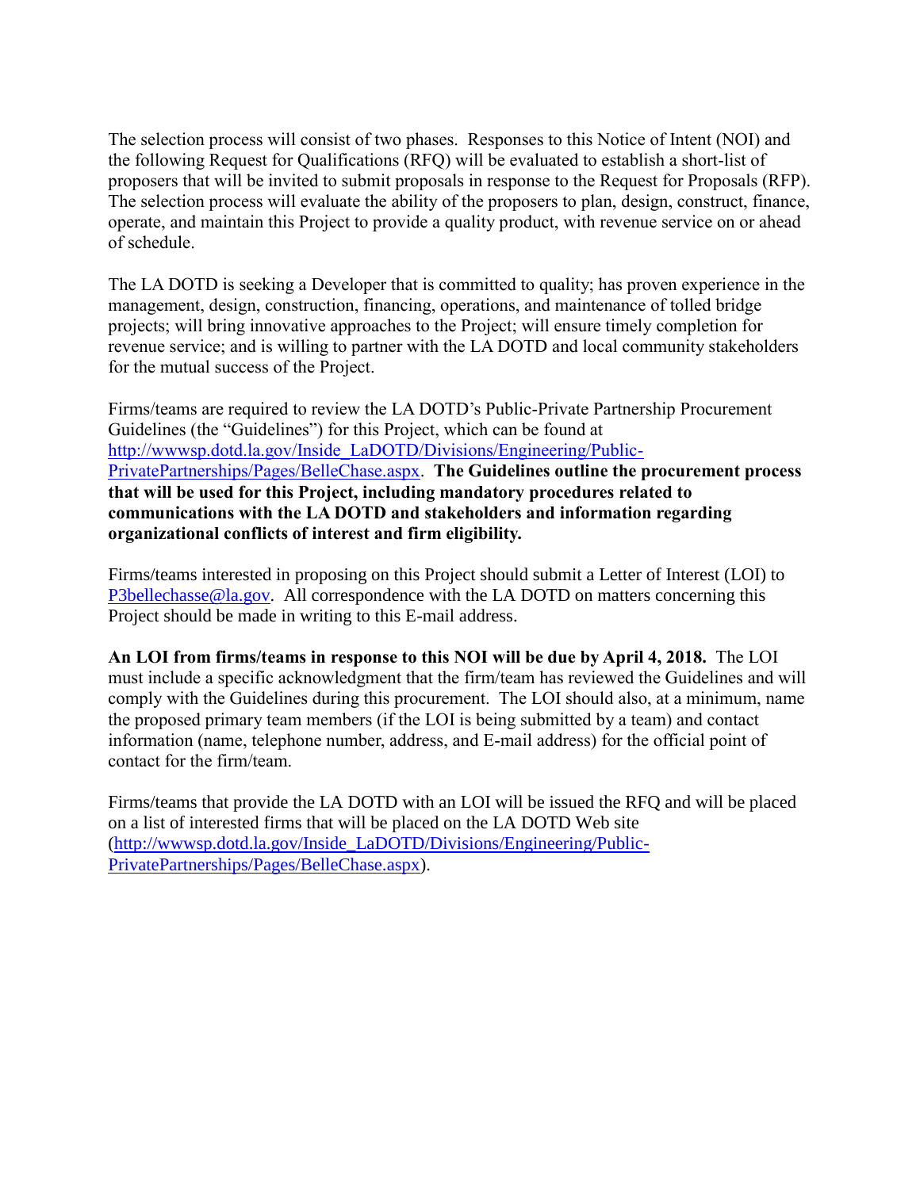The selection process will consist of two phases. Responses to this Notice of Intent (NOI) and the following Request for Qualifications (RFQ) will be evaluated to establish a short-list of proposers that will be invited to submit proposals in response to the Request for Proposals (RFP). The selection process will evaluate the ability of the proposers to plan, design, construct, finance, operate, and maintain this Project to provide a quality product, with revenue service on or ahead of schedule.

The LA DOTD is seeking a Developer that is committed to quality; has proven experience in the management, design, construction, financing, operations, and maintenance of tolled bridge projects; will bring innovative approaches to the Project; will ensure timely completion for revenue service; and is willing to partner with the LA DOTD and local community stakeholders for the mutual success of the Project.

Firms/teams are required to review the LA DOTD's Public-Private Partnership Procurement Guidelines (the "Guidelines") for this Project, which can be found at [http://wwwsp.dotd.la.gov/Inside_LaDOTD/Divisions/Engineering/Public-PrivatePartnerships/Pages/BelleChase.aspx](http://wwwsp.dotd.la.gov/Inside_LaDOTD/Divisions/Engineering/Public-PrivatePartnerships/Pages/BelleChase.aspx). **The Guidelines outline the procurement process that will be used for this Project, including mandatory procedures related to communications with the LA DOTD and stakeholders and information regarding organizational conflicts of interest and firm eligibility.**

Firms/teams interested in proposing on this Project should submit a Letter of Interest (LOI) to [P3bellechasse@la.gov](mailto:P3bellechasse@la.gov). All correspondence with the LA DOTD on matters concerning this Project should be made in writing to this E-mail address.

**An LOI from firms/teams in response to this NOI will be due by April 4, 2018.** The LOI must include a specific acknowledgment that the firm/team has reviewed the Guidelines and will comply with the Guidelines during this procurement. The LOI should also, at a minimum, name the proposed primary team members (if the LOI is being submitted by a team) and contact information (name, telephone number, address, and E-mail address) for the official point of contact for the firm/team.

Firms/teams that provide the LA DOTD with an LOI will be issued the RFQ and will be placed on a list of interested firms that will be placed on the LA DOTD Web site ([http://wwwsp.dotd.la.gov/Inside_LaDOTD/Divisions/Engineering/Public-PrivatePartnerships/Pages/BelleChase.aspx](http://wwwsp.dotd.la.gov/Inside_LaDOTD/Divisions/Engineering/Public-PrivatePartnerships/Pages/BelleChase.aspx)).